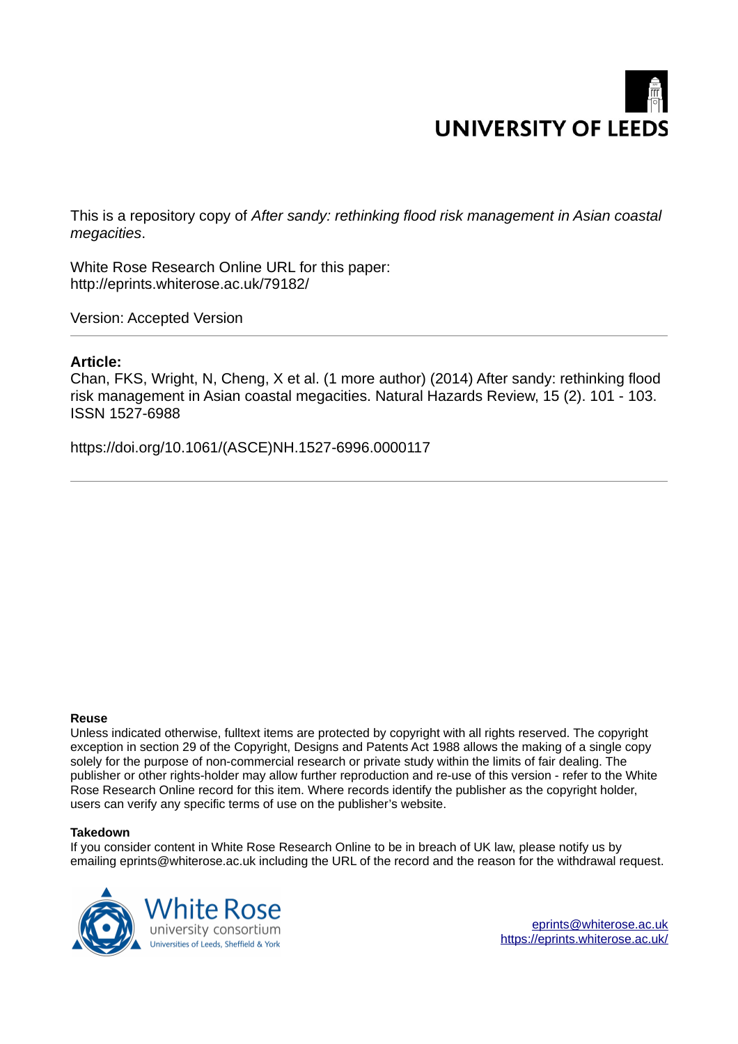UNIVERSITY OF LEEDS

This is a repository copy of *After sandy: rethinking flood risk management in Asian coastal megacities*.

White Rose Research Online URL for this paper:
http://eprints.whiterose.ac.uk/79182/

Version: Accepted Version

---

**Article:**

Chan, FKS, Wright, N, Cheng, X et al. (1 more author) (2014) After sandy: rethinking flood risk management in Asian coastal megacities. Natural Hazards Review, 15 (2). 101 - 103. ISSN 1527-6988

https://doi.org/10.1061/(ASCE)NH.1527-6996.0000117

---

**Reuse**

Unless indicated otherwise, fulltext items are protected by copyright with all rights reserved. The copyright exception in section 29 of the Copyright, Designs and Patents Act 1988 allows the making of a single copy solely for the purpose of non-commercial research or private study within the limits of fair dealing. The publisher or other rights-holder may allow further reproduction and re-use of this version - refer to the White Rose Research Online record for this item. Where records identify the publisher as the copyright holder, users can verify any specific terms of use on the publisher's website.

**Takedown**

If you consider content in White Rose Research Online to be in breach of UK law, please notify us by emailing eprints@whiterose.ac.uk including the URL of the record and the reason for the withdrawal request.

White Rose university consortium
Universities of Leeds, Sheffield & York

eprints@whiterose.ac.uk
https://eprints.whiterose.ac.uk/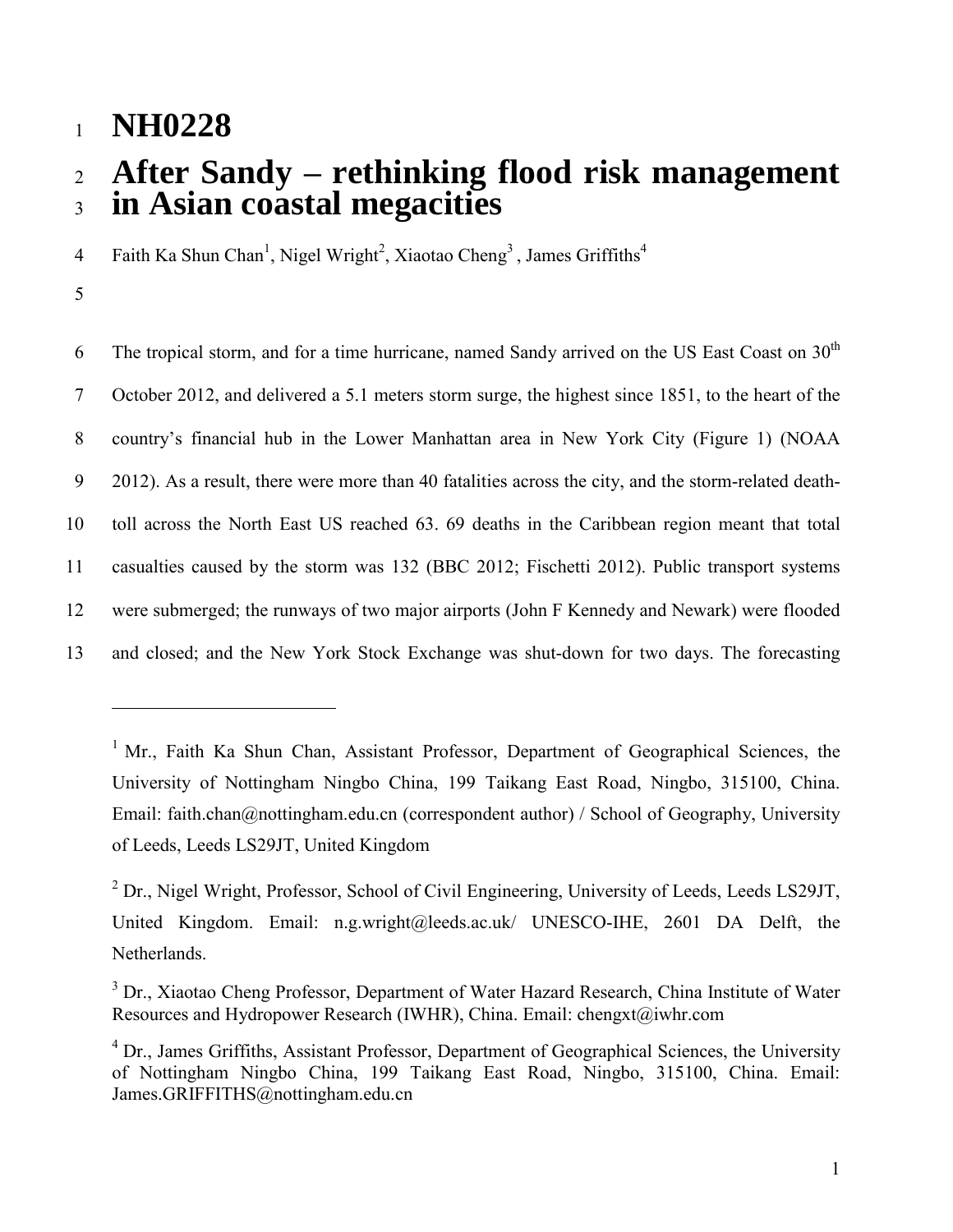# NH0228

# After Sandy – rethinking flood risk management in Asian coastal megacities

Faith Ka Shun Chan[1], Nigel Wright[2], Xiaotao Cheng[3], James Griffiths[4]

The tropical storm, and for a time hurricane, named Sandy arrived on the US East Coast on 30th October 2012, and delivered a 5.1 meters storm surge, the highest since 1851, to the heart of the country's financial hub in the Lower Manhattan area in New York City (Figure 1) (NOAA 2012). As a result, there were more than 40 fatalities across the city, and the storm-related death-toll across the North East US reached 63. 69 deaths in the Caribbean region meant that total casualties caused by the storm was 132 (BBC 2012; Fischetti 2012). Public transport systems were submerged; the runways of two major airports (John F Kennedy and Newark) were flooded and closed; and the New York Stock Exchange was shut-down for two days. The forecasting

---

[1] Mr., Faith Ka Shun Chan, Assistant Professor, Department of Geographical Sciences, the University of Nottingham Ningbo China, 199 Taikang East Road, Ningbo, 315100, China. Email: faith.chan@nottingham.edu.cn (correspondent author) / School of Geography, University of Leeds, Leeds LS29JT, United Kingdom

[2] Dr., Nigel Wright, Professor, School of Civil Engineering, University of Leeds, Leeds LS29JT, United Kingdom. Email: n.g.wright@leeds.ac.uk/ UNESCO-IHE, 2601 DA Delft, the Netherlands.

[3] Dr., Xiaotao Cheng Professor, Department of Water Hazard Research, China Institute of Water Resources and Hydropower Research (IWHR), China. Email: chengxt@iwhr.com

[4] Dr., James Griffiths, Assistant Professor, Department of Geographical Sciences, the University of Nottingham Ningbo China, 199 Taikang East Road, Ningbo, 315100, China. Email: James.GRIFFITHS@nottingham.edu.cn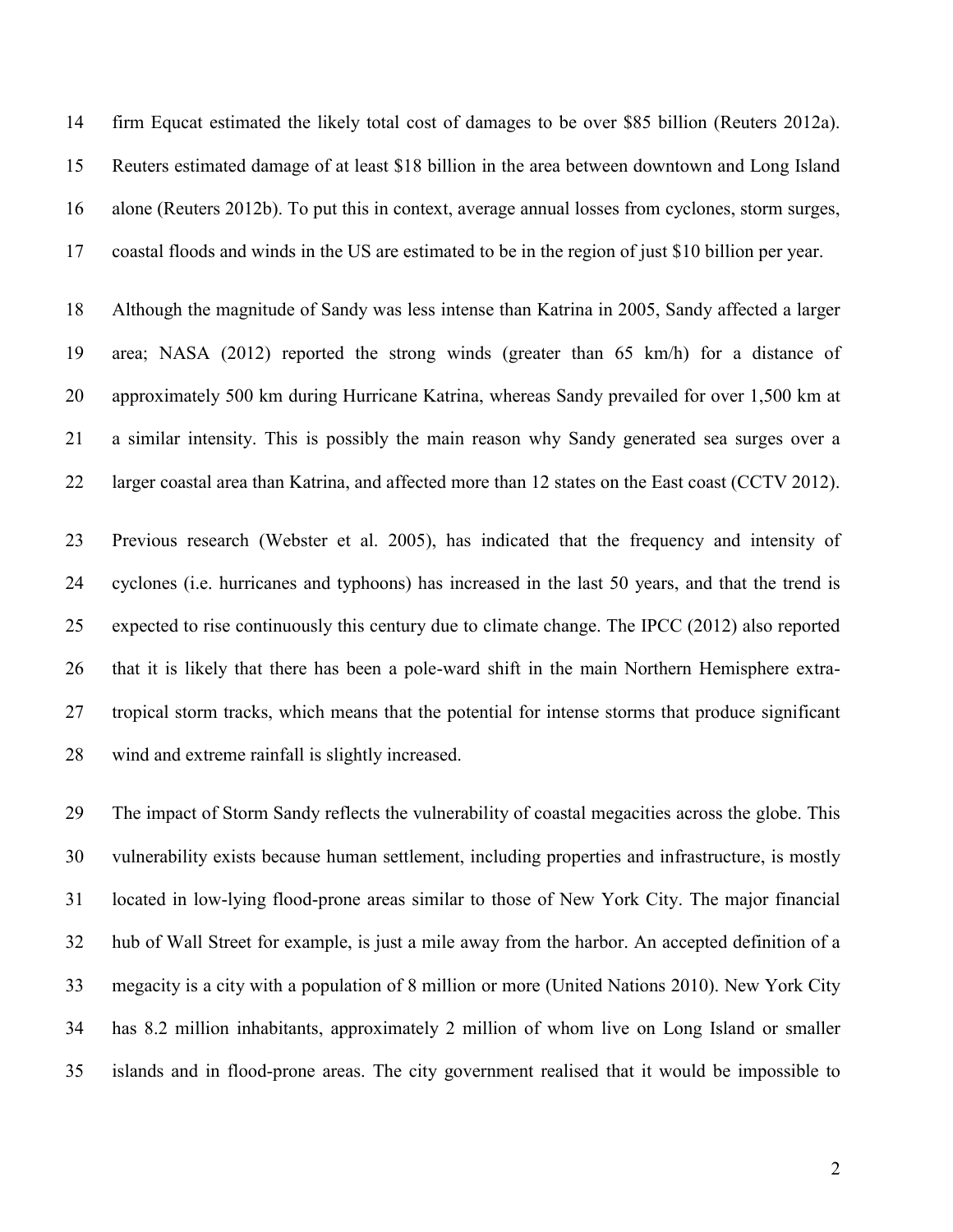firm Equcat estimated the likely total cost of damages to be over $85 billion (Reuters 2012a). Reuters estimated damage of at least $18 billion in the area between downtown and Long Island alone (Reuters 2012b). To put this in context, average annual losses from cyclones, storm surges, coastal floods and winds in the US are estimated to be in the region of just $10 billion per year.

Although the magnitude of Sandy was less intense than Katrina in 2005, Sandy affected a larger area; NASA (2012) reported the strong winds (greater than 65 km/h) for a distance of approximately 500 km during Hurricane Katrina, whereas Sandy prevailed for over 1,500 km at a similar intensity. This is possibly the main reason why Sandy generated sea surges over a larger coastal area than Katrina, and affected more than 12 states on the East coast (CCTV 2012).

Previous research (Webster et al. 2005), has indicated that the frequency and intensity of cyclones (i.e. hurricanes and typhoons) has increased in the last 50 years, and that the trend is expected to rise continuously this century due to climate change. The IPCC (2012) also reported that it is likely that there has been a pole-ward shift in the main Northern Hemisphere extra-tropical storm tracks, which means that the potential for intense storms that produce significant wind and extreme rainfall is slightly increased.

The impact of Storm Sandy reflects the vulnerability of coastal megacities across the globe. This vulnerability exists because human settlement, including properties and infrastructure, is mostly located in low-lying flood-prone areas similar to those of New York City. The major financial hub of Wall Street for example, is just a mile away from the harbor. An accepted definition of a megacity is a city with a population of 8 million or more (United Nations 2010). New York City has 8.2 million inhabitants, approximately 2 million of whom live on Long Island or smaller islands and in flood-prone areas. The city government realised that it would be impossible to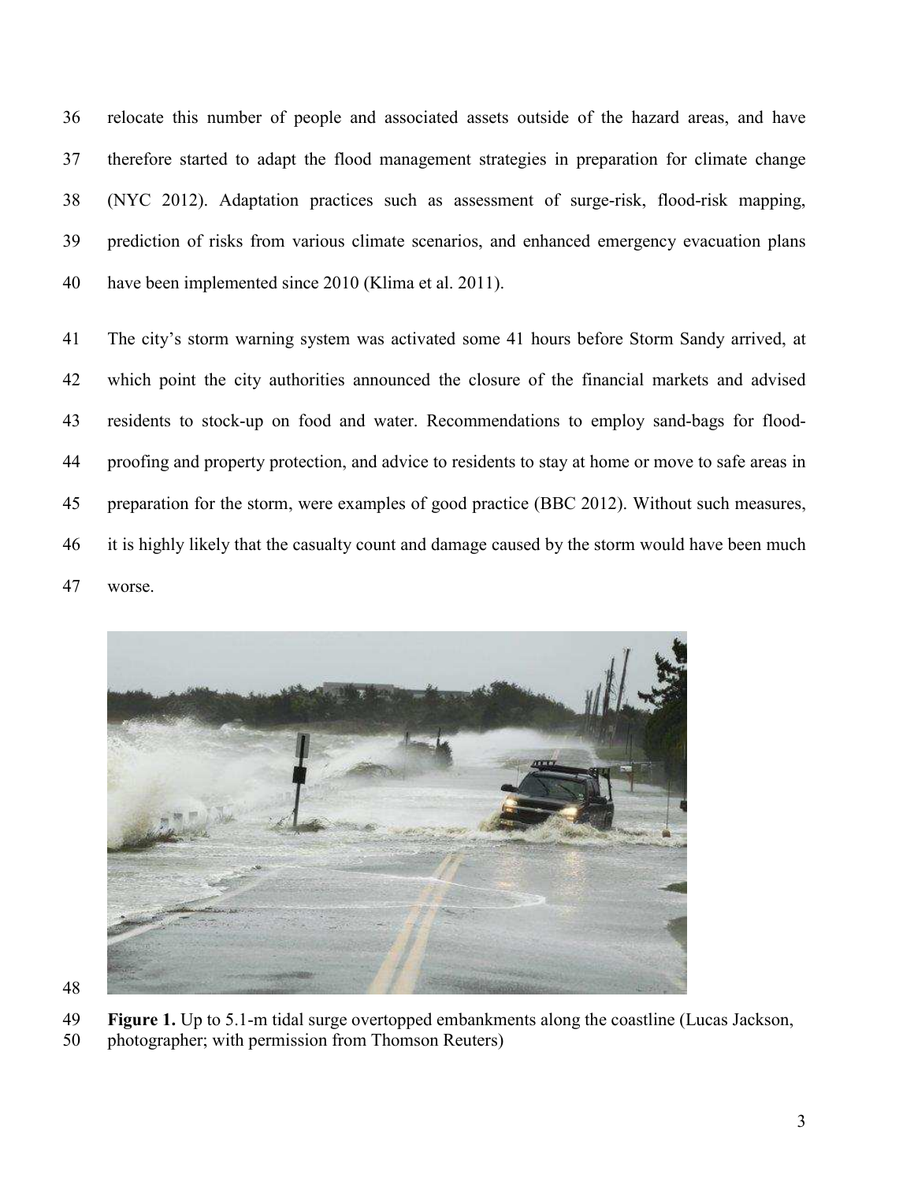relocate this number of people and associated assets outside of the hazard areas, and have therefore started to adapt the flood management strategies in preparation for climate change (NYC 2012). Adaptation practices such as assessment of surge-risk, flood-risk mapping, prediction of risks from various climate scenarios, and enhanced emergency evacuation plans have been implemented since 2010 (Klima et al. 2011).

The city's storm warning system was activated some 41 hours before Storm Sandy arrived, at which point the city authorities announced the closure of the financial markets and advised residents to stock-up on food and water. Recommendations to employ sand-bags for flood-proofing and property protection, and advice to residents to stay at home or move to safe areas in preparation for the storm, were examples of good practice (BBC 2012). Without such measures, it is highly likely that the casualty count and damage caused by the storm would have been much worse.

**Figure 1.** Up to 5.1-m tidal surge overtopped embankments along the coastline (Lucas Jackson, photographer; with permission from Thomson Reuters)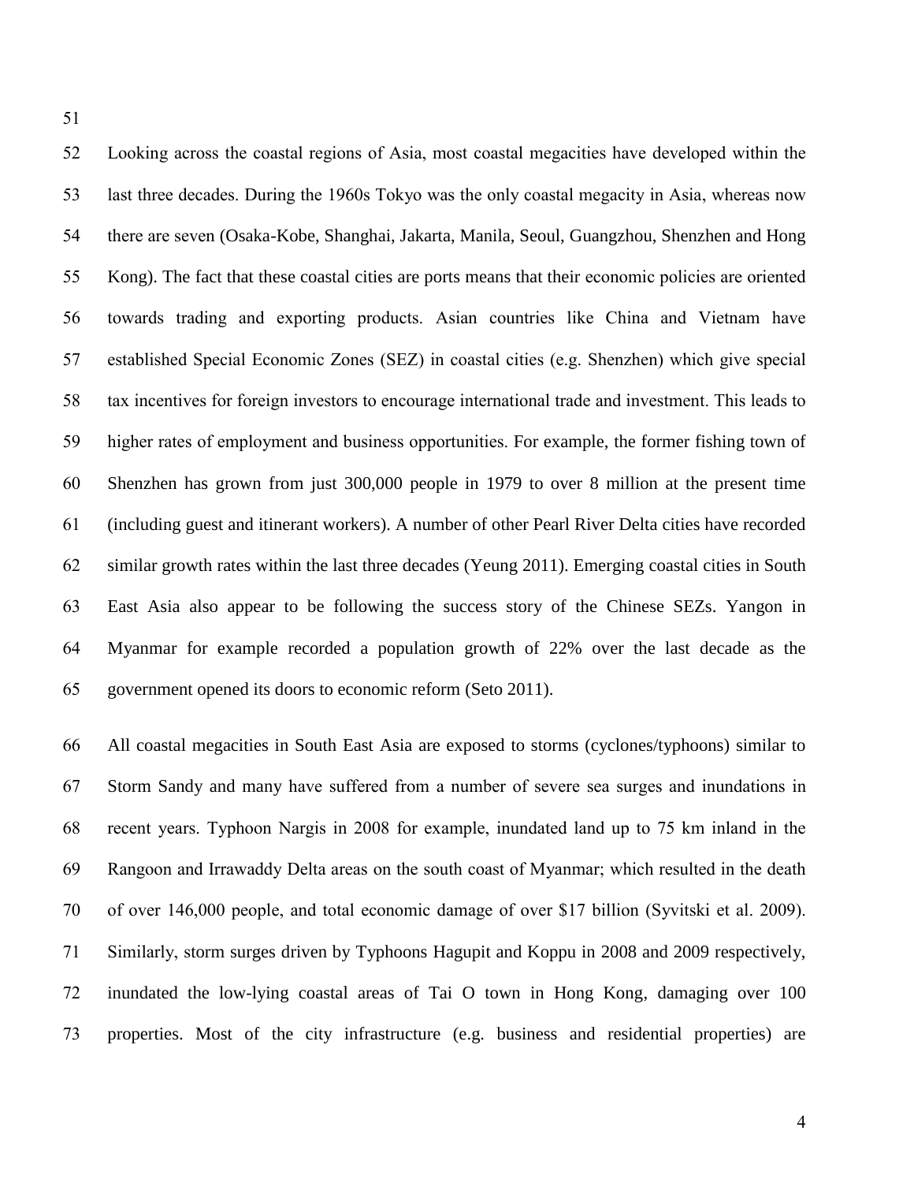Looking across the coastal regions of Asia, most coastal megacities have developed within the last three decades. During the 1960s Tokyo was the only coastal megacity in Asia, whereas now there are seven (Osaka-Kobe, Shanghai, Jakarta, Manila, Seoul, Guangzhou, Shenzhen and Hong Kong). The fact that these coastal cities are ports means that their economic policies are oriented towards trading and exporting products. Asian countries like China and Vietnam have established Special Economic Zones (SEZ) in coastal cities (e.g. Shenzhen) which give special tax incentives for foreign investors to encourage international trade and investment. This leads to higher rates of employment and business opportunities. For example, the former fishing town of Shenzhen has grown from just 300,000 people in 1979 to over 8 million at the present time (including guest and itinerant workers). A number of other Pearl River Delta cities have recorded similar growth rates within the last three decades (Yeung 2011). Emerging coastal cities in South East Asia also appear to be following the success story of the Chinese SEZs. Yangon in Myanmar for example recorded a population growth of 22% over the last decade as the government opened its doors to economic reform (Seto 2011).

All coastal megacities in South East Asia are exposed to storms (cyclones/typhoons) similar to Storm Sandy and many have suffered from a number of severe sea surges and inundations in recent years. Typhoon Nargis in 2008 for example, inundated land up to 75 km inland in the Rangoon and Irrawaddy Delta areas on the south coast of Myanmar; which resulted in the death of over 146,000 people, and total economic damage of over $17 billion (Syvitski et al. 2009). Similarly, storm surges driven by Typhoons Hagupit and Koppu in 2008 and 2009 respectively, inundated the low-lying coastal areas of Tai O town in Hong Kong, damaging over 100 properties. Most of the city infrastructure (e.g. business and residential properties) are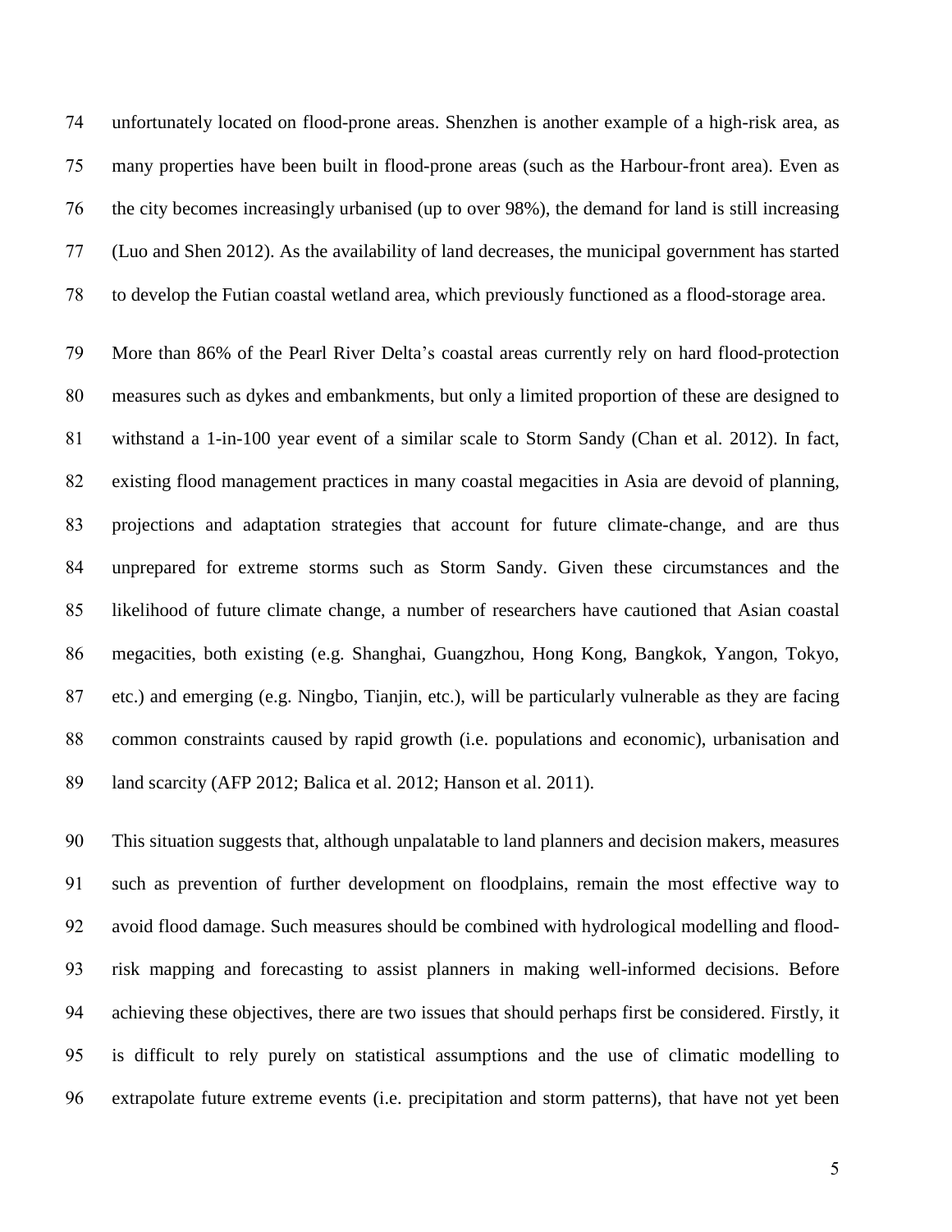unfortunately located on flood-prone areas. Shenzhen is another example of a high-risk area, as many properties have been built in flood-prone areas (such as the Harbour-front area). Even as the city becomes increasingly urbanised (up to over 98%), the demand for land is still increasing (Luo and Shen 2012). As the availability of land decreases, the municipal government has started to develop the Futian coastal wetland area, which previously functioned as a flood-storage area.

More than 86% of the Pearl River Delta's coastal areas currently rely on hard flood-protection measures such as dykes and embankments, but only a limited proportion of these are designed to withstand a 1-in-100 year event of a similar scale to Storm Sandy (Chan et al. 2012). In fact, existing flood management practices in many coastal megacities in Asia are devoid of planning, projections and adaptation strategies that account for future climate-change, and are thus unprepared for extreme storms such as Storm Sandy. Given these circumstances and the likelihood of future climate change, a number of researchers have cautioned that Asian coastal megacities, both existing (e.g. Shanghai, Guangzhou, Hong Kong, Bangkok, Yangon, Tokyo, etc.) and emerging (e.g. Ningbo, Tianjin, etc.), will be particularly vulnerable as they are facing common constraints caused by rapid growth (i.e. populations and economic), urbanisation and land scarcity (AFP 2012; Balica et al. 2012; Hanson et al. 2011).

This situation suggests that, although unpalatable to land planners and decision makers, measures such as prevention of further development on floodplains, remain the most effective way to avoid flood damage. Such measures should be combined with hydrological modelling and flood-risk mapping and forecasting to assist planners in making well-informed decisions. Before achieving these objectives, there are two issues that should perhaps first be considered. Firstly, it is difficult to rely purely on statistical assumptions and the use of climatic modelling to extrapolate future extreme events (i.e. precipitation and storm patterns), that have not yet been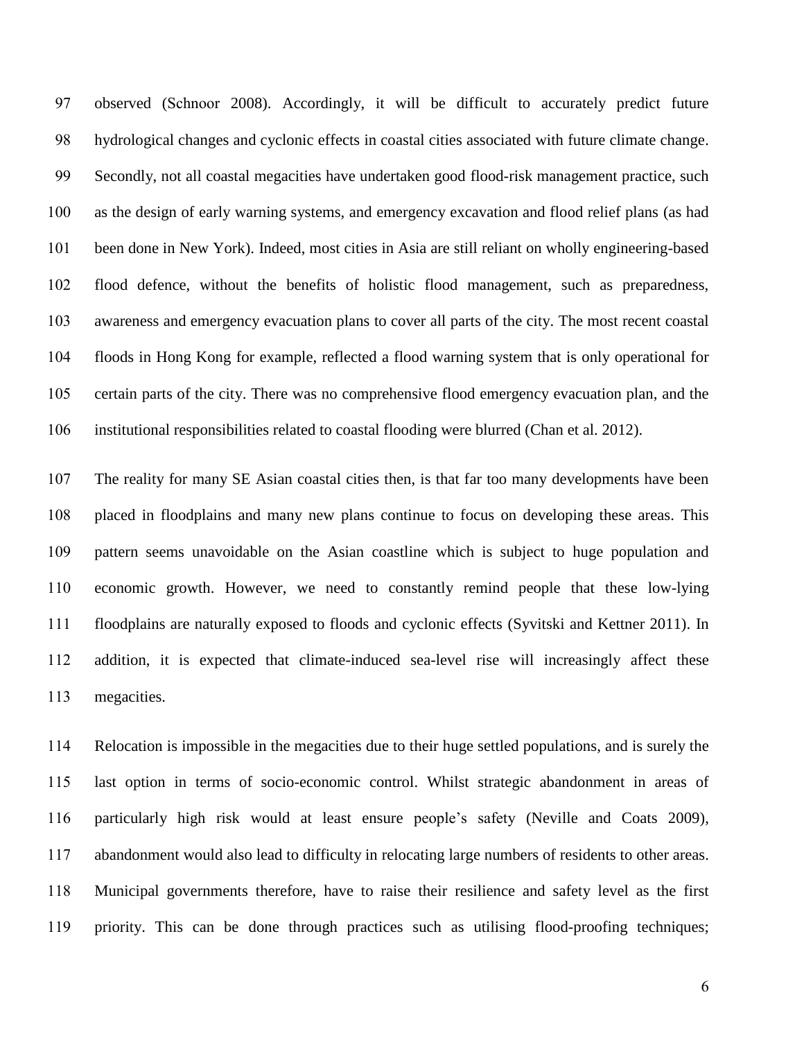observed (Schnoor 2008). Accordingly, it will be difficult to accurately predict future hydrological changes and cyclonic effects in coastal cities associated with future climate change. Secondly, not all coastal megacities have undertaken good flood-risk management practice, such as the design of early warning systems, and emergency excavation and flood relief plans (as had been done in New York). Indeed, most cities in Asia are still reliant on wholly engineering-based flood defence, without the benefits of holistic flood management, such as preparedness, awareness and emergency evacuation plans to cover all parts of the city. The most recent coastal floods in Hong Kong for example, reflected a flood warning system that is only operational for certain parts of the city. There was no comprehensive flood emergency evacuation plan, and the institutional responsibilities related to coastal flooding were blurred (Chan et al. 2012).

The reality for many SE Asian coastal cities then, is that far too many developments have been placed in floodplains and many new plans continue to focus on developing these areas. This pattern seems unavoidable on the Asian coastline which is subject to huge population and economic growth. However, we need to constantly remind people that these low-lying floodplains are naturally exposed to floods and cyclonic effects (Syvitski and Kettner 2011). In addition, it is expected that climate-induced sea-level rise will increasingly affect these megacities.

Relocation is impossible in the megacities due to their huge settled populations, and is surely the last option in terms of socio-economic control. Whilst strategic abandonment in areas of particularly high risk would at least ensure people's safety (Neville and Coats 2009), abandonment would also lead to difficulty in relocating large numbers of residents to other areas. Municipal governments therefore, have to raise their resilience and safety level as the first priority. This can be done through practices such as utilising flood-proofing techniques;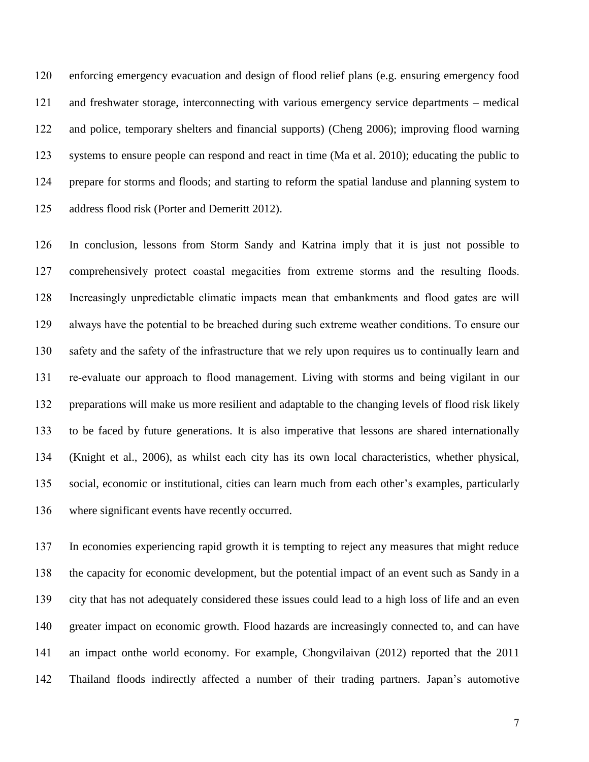enforcing emergency evacuation and design of flood relief plans (e.g. ensuring emergency food and freshwater storage, interconnecting with various emergency service departments – medical and police, temporary shelters and financial supports) (Cheng 2006); improving flood warning systems to ensure people can respond and react in time (Ma et al. 2010); educating the public to prepare for storms and floods; and starting to reform the spatial landuse and planning system to address flood risk (Porter and Demeritt 2012).

In conclusion, lessons from Storm Sandy and Katrina imply that it is just not possible to comprehensively protect coastal megacities from extreme storms and the resulting floods. Increasingly unpredictable climatic impacts mean that embankments and flood gates are will always have the potential to be breached during such extreme weather conditions. To ensure our safety and the safety of the infrastructure that we rely upon requires us to continually learn and re-evaluate our approach to flood management. Living with storms and being vigilant in our preparations will make us more resilient and adaptable to the changing levels of flood risk likely to be faced by future generations. It is also imperative that lessons are shared internationally (Knight et al., 2006), as whilst each city has its own local characteristics, whether physical, social, economic or institutional, cities can learn much from each other's examples, particularly where significant events have recently occurred.

In economies experiencing rapid growth it is tempting to reject any measures that might reduce the capacity for economic development, but the potential impact of an event such as Sandy in a city that has not adequately considered these issues could lead to a high loss of life and an even greater impact on economic growth. Flood hazards are increasingly connected to, and can have an impact onthe world economy. For example, Chongvilaivan (2012) reported that the 2011 Thailand floods indirectly affected a number of their trading partners. Japan's automotive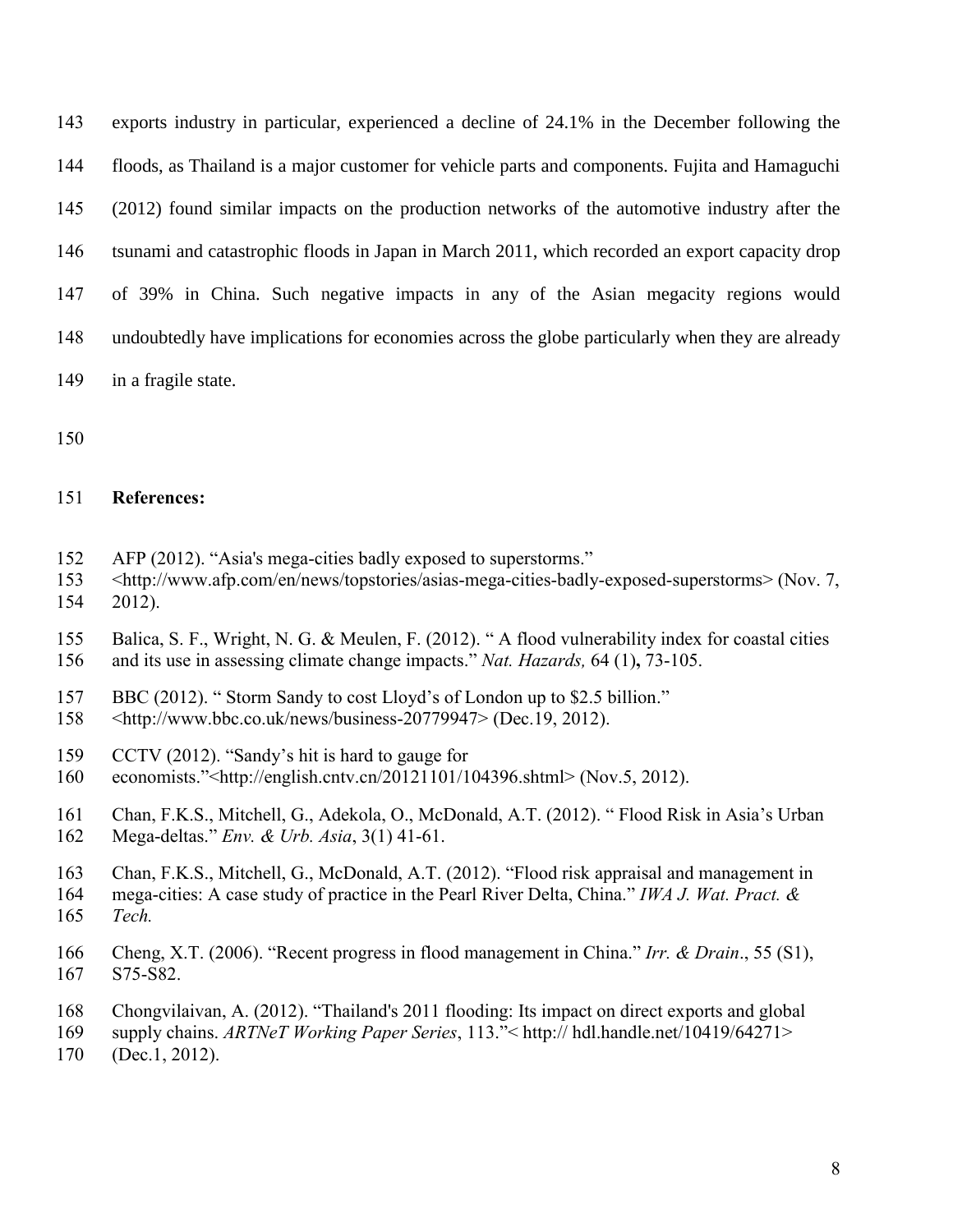exports industry in particular, experienced a decline of 24.1% in the December following the floods, as Thailand is a major customer for vehicle parts and components. Fujita and Hamaguchi (2012) found similar impacts on the production networks of the automotive industry after the tsunami and catastrophic floods in Japan in March 2011, which recorded an export capacity drop of 39% in China. Such negative impacts in any of the Asian megacity regions would undoubtedly have implications for economies across the globe particularly when they are already in a fragile state.

**References:**

AFP (2012). "Asia's mega-cities badly exposed to superstorms." <http://www.afp.com/en/news/topstories/asias-mega-cities-badly-exposed-superstorms> (Nov. 7, 2012).

Balica, S. F., Wright, N. G. & Meulen, F. (2012). " A flood vulnerability index for coastal cities and its use in assessing climate change impacts." *Nat. Hazards,* 64 (1)**,** 73-105.

BBC (2012). " Storm Sandy to cost Lloyd's of London up to $2.5 billion." <http://www.bbc.co.uk/news/business-20779947> (Dec.19, 2012).

CCTV (2012). "Sandy's hit is hard to gauge for economists."<http://english.cntv.cn/20121101/104396.shtml> (Nov.5, 2012).

Chan, F.K.S., Mitchell, G., Adekola, O., McDonald, A.T. (2012). " Flood Risk in Asia's Urban Mega-deltas." *Env. & Urb. Asia*, 3(1) 41-61.

Chan, F.K.S., Mitchell, G., McDonald, A.T. (2012). "Flood risk appraisal and management in mega-cities: A case study of practice in the Pearl River Delta, China." *IWA J. Wat. Pract. & Tech.*

Cheng, X.T. (2006). "Recent progress in flood management in China." *Irr. & Drain*., 55 (S1), S75-S82.

Chongvilaivan, A. (2012). "Thailand's 2011 flooding: Its impact on direct exports and global supply chains. *ARTNeT Working Paper Series*, 113."< http:// hdl.handle.net/10419/64271> (Dec.1, 2012).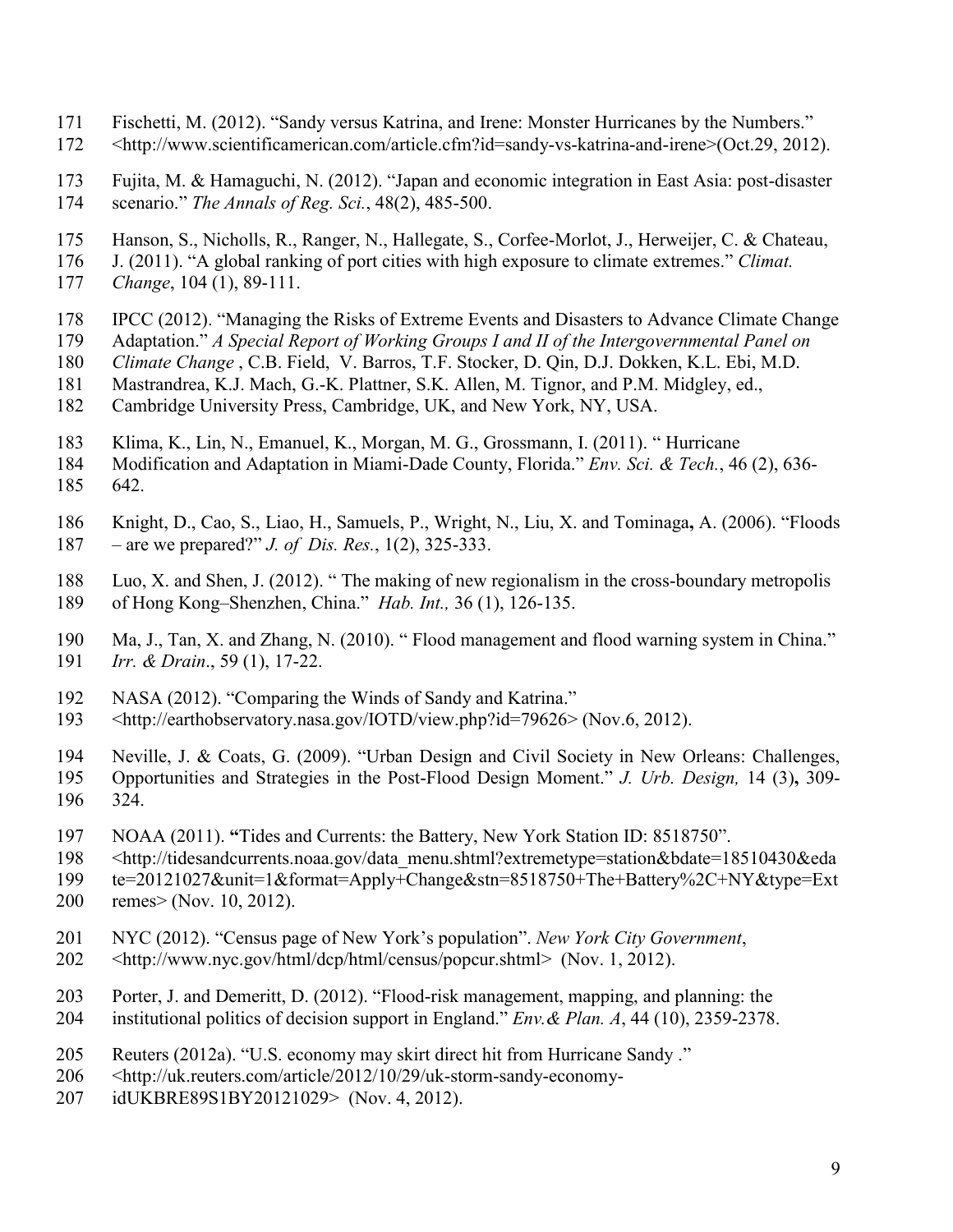Fischetti, M. (2012). "Sandy versus Katrina, and Irene: Monster Hurricanes by the Numbers." <http://www.scientificamerican.com/article.cfm?id=sandy-vs-katrina-and-irene>(Oct.29, 2012).

Fujita, M. & Hamaguchi, N. (2012). "Japan and economic integration in East Asia: post-disaster scenario." *The Annals of Reg. Sci.*, 48(2), 485-500.

Hanson, S., Nicholls, R., Ranger, N., Hallegate, S., Corfee-Morlot, J., Herweijer, C. & Chateau, J. (2011). "A global ranking of port cities with high exposure to climate extremes." *Climat. Change*, 104 (1), 89-111.

IPCC (2012). "Managing the Risks of Extreme Events and Disasters to Advance Climate Change Adaptation." *A Special Report of Working Groups I and II of the Intergovernmental Panel on Climate Change* , C.B. Field, V. Barros, T.F. Stocker, D. Qin, D.J. Dokken, K.L. Ebi, M.D. Mastrandrea, K.J. Mach, G.-K. Plattner, S.K. Allen, M. Tignor, and P.M. Midgley, ed., Cambridge University Press, Cambridge, UK, and New York, NY, USA.

Klima, K., Lin, N., Emanuel, K., Morgan, M. G., Grossmann, I. (2011). " Hurricane Modification and Adaptation in Miami-Dade County, Florida." *Env. Sci. & Tech.*, 46 (2), 636-642.

Knight, D., Cao, S., Liao, H., Samuels, P., Wright, N., Liu, X. and Tominaga**,** A. (2006). "Floods – are we prepared?" *J. of Dis. Res.*, 1(2), 325-333.

Luo, X. and Shen, J. (2012). " The making of new regionalism in the cross-boundary metropolis of Hong Kong–Shenzhen, China." *Hab. Int.,* 36 (1), 126-135.

Ma, J., Tan, X. and Zhang, N. (2010). " Flood management and flood warning system in China." *Irr. & Drain*., 59 (1), 17-22.

NASA (2012). "Comparing the Winds of Sandy and Katrina." <http://earthobservatory.nasa.gov/IOTD/view.php?id=79626> (Nov.6, 2012).

Neville, J. & Coats, G. (2009). "Urban Design and Civil Society in New Orleans: Challenges, Opportunities and Strategies in the Post-Flood Design Moment." *J. Urb. Design,* 14 (3)**,** 309-324.

NOAA (2011). **"**Tides and Currents: the Battery, New York Station ID: 8518750". <http://tidesandcurrents.noaa.gov/data_menu.shtml?extremetype=station&bdate=18510430&edate=20121027&unit=1&format=Apply+Change&stn=8518750+The+Battery%2C+NY&type=Extremes> (Nov. 10, 2012).

NYC (2012). "Census page of New York's population". *New York City Government*, <http://www.nyc.gov/html/dcp/html/census/popcur.shtml> (Nov. 1, 2012).

Porter, J. and Demeritt, D. (2012). "Flood-risk management, mapping, and planning: the institutional politics of decision support in England." *Env.& Plan. A*, 44 (10), 2359-2378.

Reuters (2012a). "U.S. economy may skirt direct hit from Hurricane Sandy ." <http://uk.reuters.com/article/2012/10/29/uk-storm-sandy-economy-idUKBRE89S1BY20121029> (Nov. 4, 2012).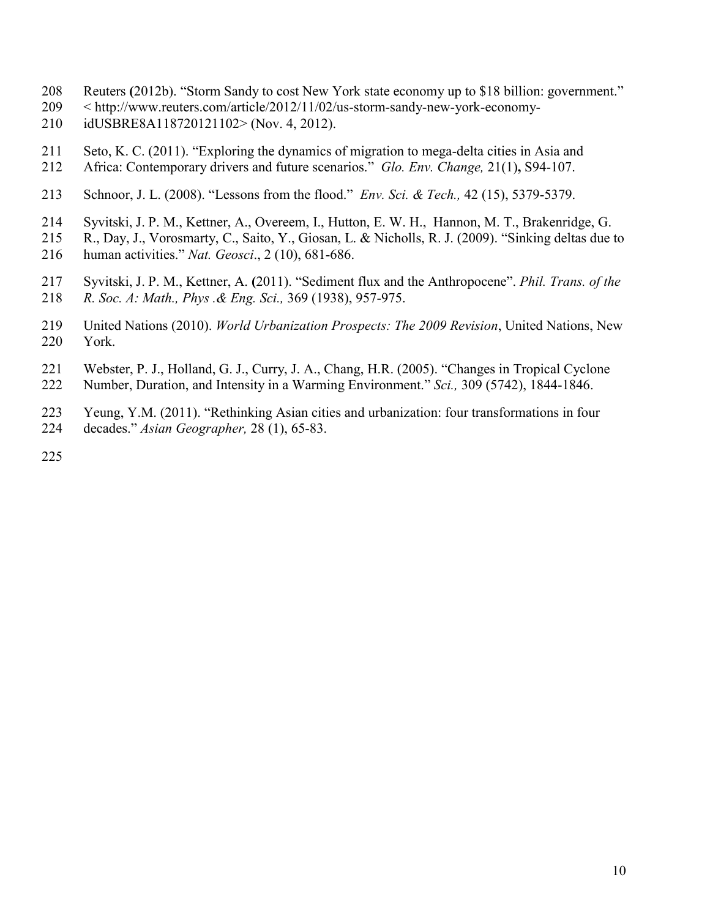Reuters (2012b). “Storm Sandy to cost New York state economy up to $18 billion: government.” < http://www.reuters.com/article/2012/11/02/us-storm-sandy-new-york-economy-idUSBRE8A118720121102> (Nov. 4, 2012).

Seto, K. C. (2011). “Exploring the dynamics of migration to mega-delta cities in Asia and Africa: Contemporary drivers and future scenarios.” *Glo. Env. Change,* 21(1), S94-107.

Schnoor, J. L. (2008). “Lessons from the flood.” *Env. Sci. & Tech.,* 42 (15), 5379-5379.

Syvitski, J. P. M., Kettner, A., Overeem, I., Hutton, E. W. H., Hannon, M. T., Brakenridge, G. R., Day, J., Vorosmarty, C., Saito, Y., Giosan, L. & Nicholls, R. J. (2009). “Sinking deltas due to human activities.” *Nat. Geosci*., 2 (10), 681-686.

Syvitski, J. P. M., Kettner, A. (2011). “Sediment flux and the Anthropocene”. *Phil. Trans. of the R. Soc. A: Math., Phys .& Eng. Sci.,* 369 (1938), 957-975.

United Nations (2010). *World Urbanization Prospects: The 2009 Revision*, United Nations, New York.

Webster, P. J., Holland, G. J., Curry, J. A., Chang, H.R. (2005). “Changes in Tropical Cyclone Number, Duration, and Intensity in a Warming Environment.” *Sci.,* 309 (5742), 1844-1846.

Yeung, Y.M. (2011). “Rethinking Asian cities and urbanization: four transformations in four decades.” *Asian Geographer,* 28 (1), 65-83.